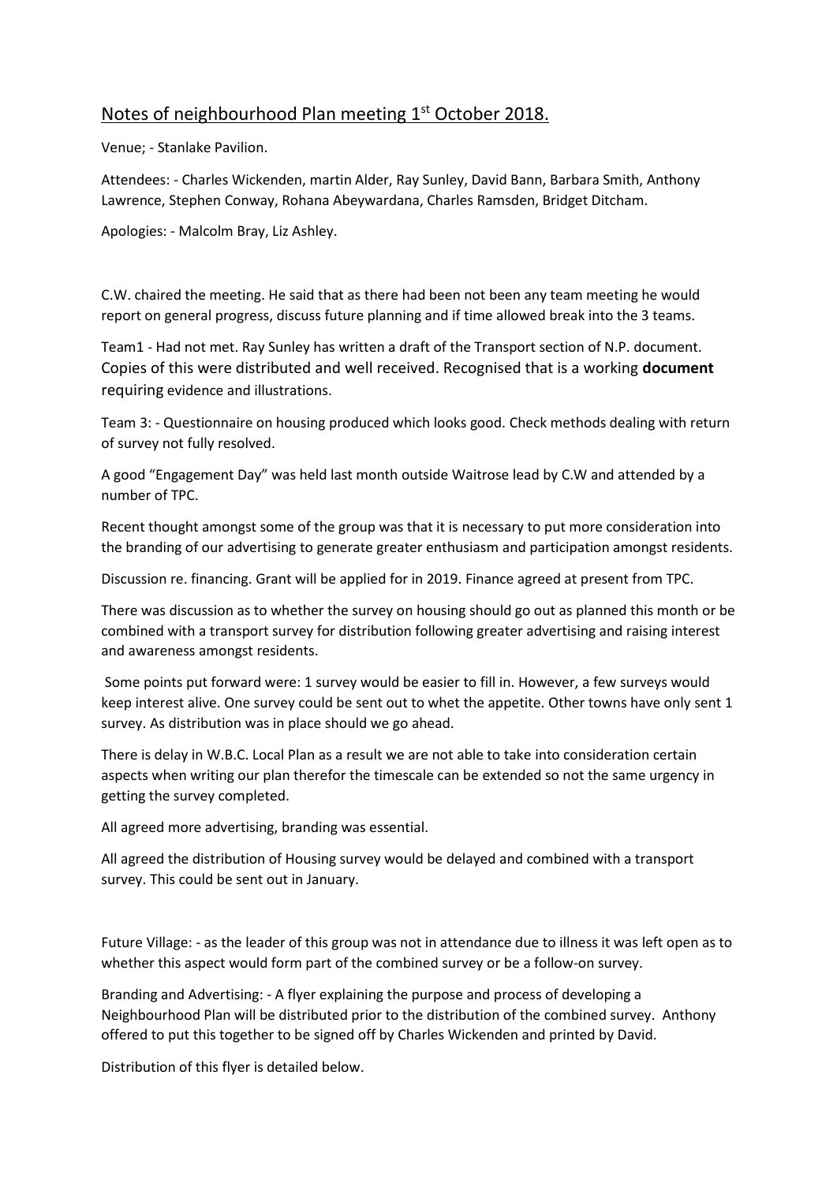# Notes of neighbourhood Plan meeting 1st October 2018.

Venue; - Stanlake Pavilion.

Attendees: - Charles Wickenden, martin Alder, Ray Sunley, David Bann, Barbara Smith, Anthony Lawrence, Stephen Conway, Rohana Abeywardana, Charles Ramsden, Bridget Ditcham.

Apologies: - Malcolm Bray, Liz Ashley.

C.W. chaired the meeting. He said that as there had been not been any team meeting he would report on general progress, discuss future planning and if time allowed break into the 3 teams.

Team1 - Had not met. Ray Sunley has written a draft of the Transport section of N.P. document. Copies of this were distributed and well received. Recognised that is a working **document** requiring evidence and illustrations.

Team 3: - Questionnaire on housing produced which looks good. Check methods dealing with return of survey not fully resolved.

A good "Engagement Day" was held last month outside Waitrose lead by C.W and attended by a number of TPC.

Recent thought amongst some of the group was that it is necessary to put more consideration into the branding of our advertising to generate greater enthusiasm and participation amongst residents.

Discussion re. financing. Grant will be applied for in 2019. Finance agreed at present from TPC.

There was discussion as to whether the survey on housing should go out as planned this month or be combined with a transport survey for distribution following greater advertising and raising interest and awareness amongst residents.

Some points put forward were: 1 survey would be easier to fill in. However, a few surveys would keep interest alive. One survey could be sent out to whet the appetite. Other towns have only sent 1 survey. As distribution was in place should we go ahead.

There is delay in W.B.C. Local Plan as a result we are not able to take into consideration certain aspects when writing our plan therefor the timescale can be extended so not the same urgency in getting the survey completed.

All agreed more advertising, branding was essential.

All agreed the distribution of Housing survey would be delayed and combined with a transport survey. This could be sent out in January.

Future Village: - as the leader of this group was not in attendance due to illness it was left open as to whether this aspect would form part of the combined survey or be a follow-on survey.

Branding and Advertising: - A flyer explaining the purpose and process of developing a Neighbourhood Plan will be distributed prior to the distribution of the combined survey. Anthony offered to put this together to be signed off by Charles Wickenden and printed by David.

Distribution of this flyer is detailed below.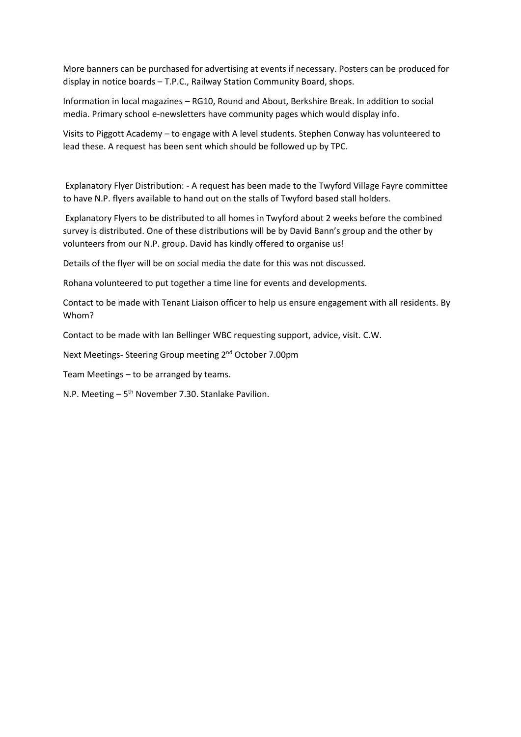More banners can be purchased for advertising at events if necessary. Posters can be produced for display in notice boards – T.P.C., Railway Station Community Board, shops.

Information in local magazines – RG10, Round and About, Berkshire Break. In addition to social media. Primary school e-newsletters have community pages which would display info.

Visits to Piggott Academy – to engage with A level students. Stephen Conway has volunteered to lead these. A request has been sent which should be followed up by TPC.

Explanatory Flyer Distribution: - A request has been made to the Twyford Village Fayre committee to have N.P. flyers available to hand out on the stalls of Twyford based stall holders.

Explanatory Flyers to be distributed to all homes in Twyford about 2 weeks before the combined survey is distributed. One of these distributions will be by David Bann's group and the other by volunteers from our N.P. group. David has kindly offered to organise us!

Details of the flyer will be on social media the date for this was not discussed.

Rohana volunteered to put together a time line for events and developments.

Contact to be made with Tenant Liaison officer to help us ensure engagement with all residents. By Whom?

Contact to be made with Ian Bellinger WBC requesting support, advice, visit. C.W.

Next Meetings- Steering Group meeting 2nd October 7.00pm

Team Meetings – to be arranged by teams.

N.P. Meeting – 5th November 7.30. Stanlake Pavilion.